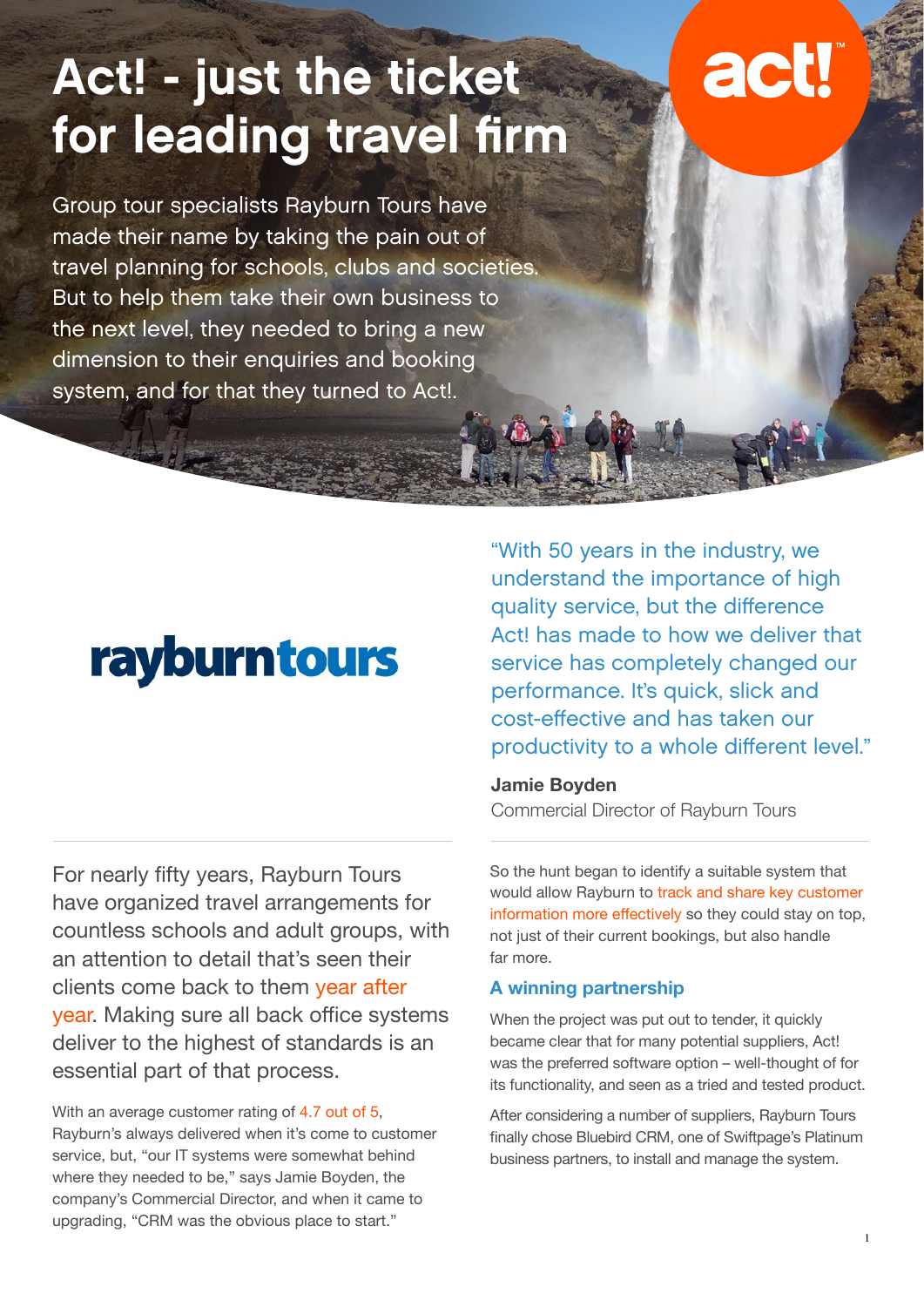# Act! - just the ticket for leading travel firm

Group tour specialists Rayburn Tours have made their name by taking the pain out of travel planning for schools, clubs and societies. But to help them take their own business to the next level, they needed to bring a new dimension to their enquiries and booking system, and for that they turned to Act!.

act!™

rayburntours

"With 50 years in the industry, we understand the importance of high quality service, but the difference Act! has made to how we deliver that service has completely changed our performance. It's quick, slick and cost-effective and has taken our productivity to a whole different level."

**Jamie Boyden**
Commercial Director of Rayburn Tours

For nearly fifty years, Rayburn Tours have organized travel arrangements for countless schools and adult groups, with an attention to detail that's seen their clients come back to them year after year. Making sure all back office systems deliver to the highest of standards is an essential part of that process.

With an average customer rating of 4.7 out of 5, Rayburn's always delivered when it's come to customer service, but, "our IT systems were somewhat behind where they needed to be," says Jamie Boyden, the company's Commercial Director, and when it came to upgrading, "CRM was the obvious place to start."

So the hunt began to identify a suitable system that would allow Rayburn to track and share key customer information more effectively so they could stay on top, not just of their current bookings, but also handle far more.

### A winning partnership

When the project was put out to tender, it quickly became clear that for many potential suppliers, Act! was the preferred software option – well-thought of for its functionality, and seen as a tried and tested product.

After considering a number of suppliers, Rayburn Tours finally chose Bluebird CRM, one of Swiftpage's Platinum business partners, to install and manage the system.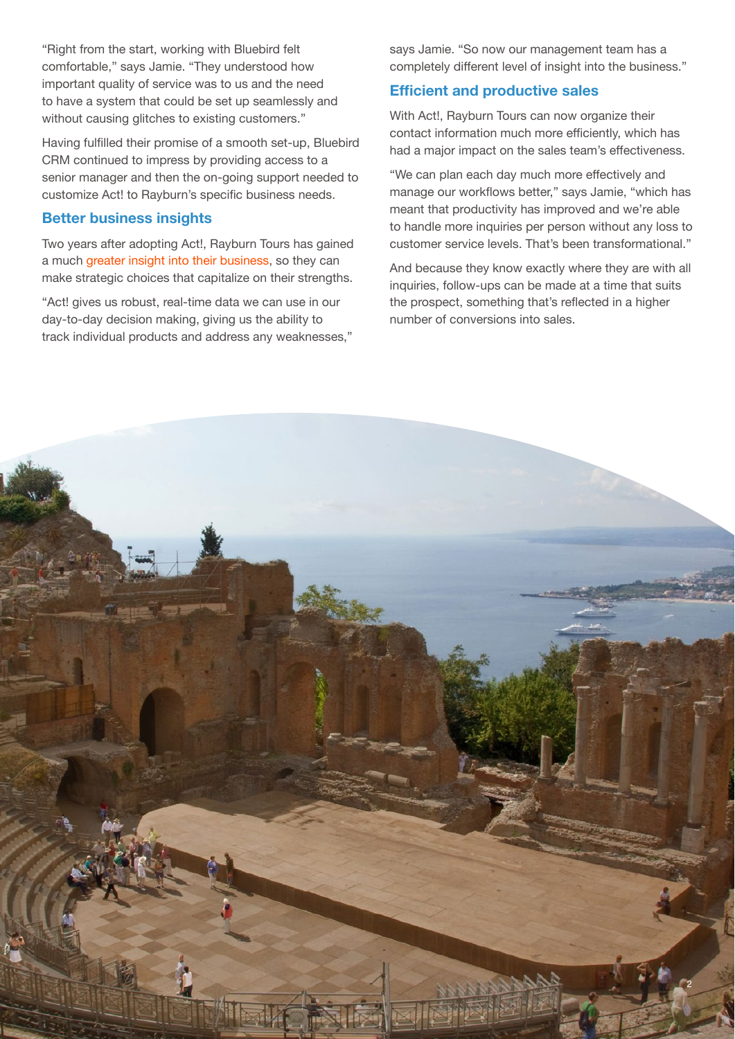"Right from the start, working with Bluebird felt comfortable," says Jamie. "They understood how important quality of service was to us and the need to have a system that could be set up seamlessly and without causing glitches to existing customers."

Having fulfilled their promise of a smooth set-up, Bluebird CRM continued to impress by providing access to a senior manager and then the on-going support needed to customize Act! to Rayburn's specific business needs.

### Better business insights

Two years after adopting Act!, Rayburn Tours has gained a much greater insight into their business, so they can make strategic choices that capitalize on their strengths.

"Act! gives us robust, real-time data we can use in our day-to-day decision making, giving us the ability to track individual products and address any weaknesses," says Jamie. "So now our management team has a completely different level of insight into the business."

### Efficient and productive sales

With Act!, Rayburn Tours can now organize their contact information much more efficiently, which has had a major impact on the sales team's effectiveness.

"We can plan each day much more effectively and manage our workflows better," says Jamie, "which has meant that productivity has improved and we're able to handle more inquiries per person without any loss to customer service levels. That's been transformational."

And because they know exactly where they are with all inquiries, follow-ups can be made at a time that suits the prospect, something that's reflected in a higher number of conversions into sales.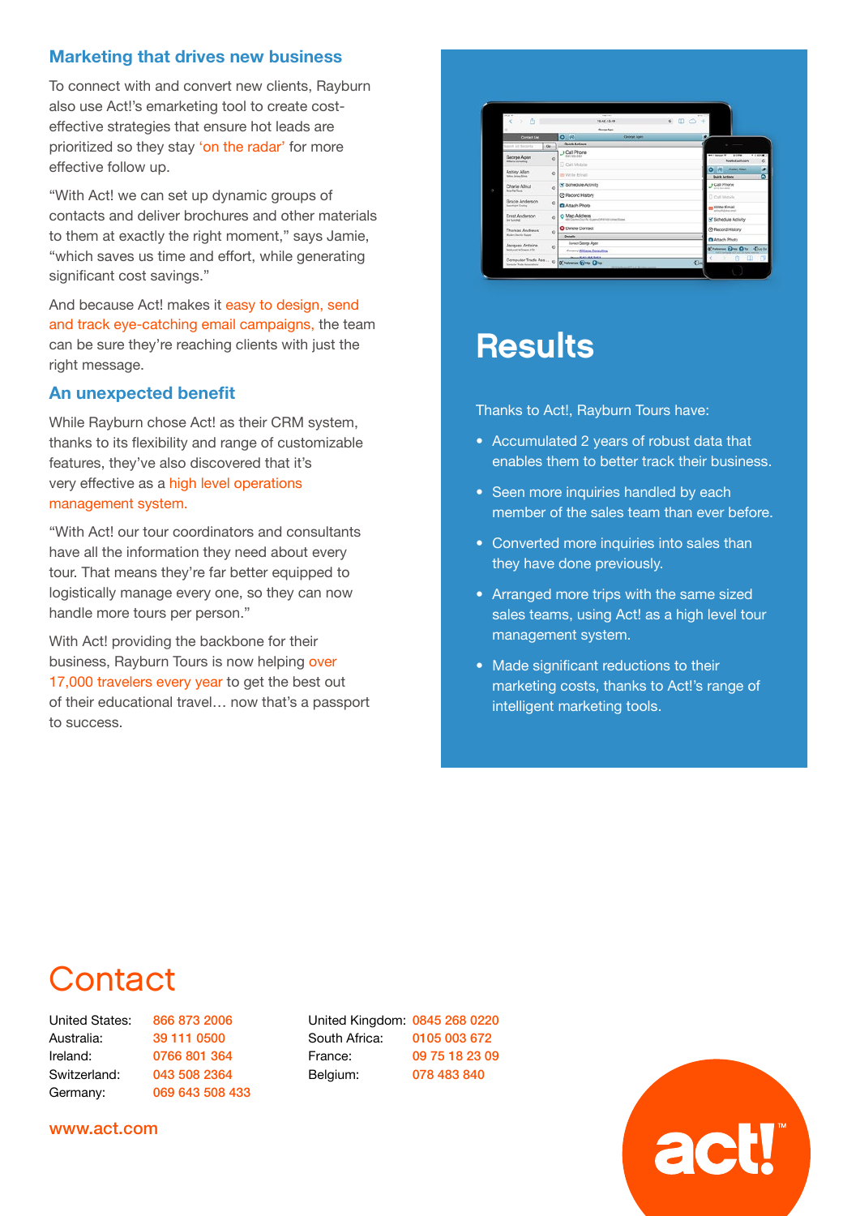## Marketing that drives new business

To connect with and convert new clients, Rayburn also use Act!'s emarketing tool to create cost-effective strategies that ensure hot leads are prioritized so they stay 'on the radar' for more effective follow up.

"With Act! we can set up dynamic groups of contacts and deliver brochures and other materials to them at exactly the right moment," says Jamie, "which saves us time and effort, while generating significant cost savings."

And because Act! makes it easy to design, send and track eye-catching email campaigns, the team can be sure they're reaching clients with just the right message.

## An unexpected benefit

While Rayburn chose Act! as their CRM system, thanks to its flexibility and range of customizable features, they've also discovered that it's very effective as a high level operations management system.

"With Act! our tour coordinators and consultants have all the information they need about every tour. That means they're far better equipped to logistically manage every one, so they can now handle more tours per person."

With Act! providing the backbone for their business, Rayburn Tours is now helping over 17,000 travelers every year to get the best out of their educational travel… now that's a passport to success.

# Results

Thanks to Act!, Rayburn Tours have:

- Accumulated 2 years of robust data that enables them to better track their business.
- Seen more inquiries handled by each member of the sales team than ever before.
- Converted more inquiries into sales than they have done previously.
- Arranged more trips with the same sized sales teams, using Act! as a high level tour management system.
- Made significant reductions to their marketing costs, thanks to Act!'s range of intelligent marketing tools.

# Contact

| | | | |
|---|---|---|---|
| United States: | 866 873 2006 | United Kingdom: | 0845 268 0220 |
| Australia: | 39 111 0500 | South Africa: | 0105 003 672 |
| Ireland: | 0766 801 364 | France: | 09 75 18 23 09 |
| Switzerland: | 043 508 2364 | Belgium: | 078 483 840 |
| Germany: | 069 643 508 433 | | |

www.act.com

act!™